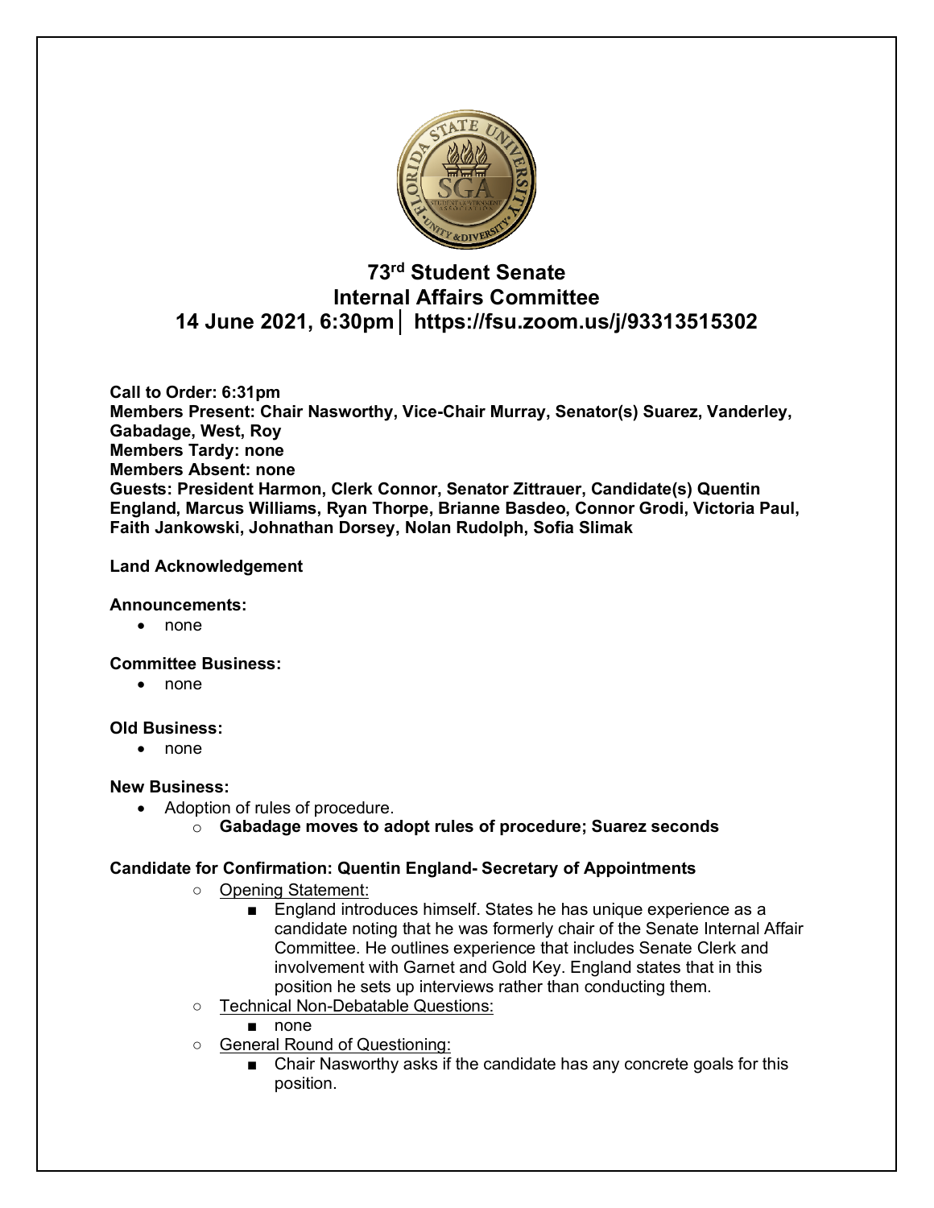# 73rd Student Senate
# Internal Affairs Committee
# 14 June 2021, 6:30pm│ https://fsu.zoom.us/j/93313515302

**Call to Order: 6:31pm**
**Members Present: Chair Nasworthy, Vice-Chair Murray, Senator(s) Suarez, Vanderley, Gabadage, West, Roy**
**Members Tardy: none**
**Members Absent: none**
**Guests: President Harmon, Clerk Connor, Senator Zittrauer, Candidate(s) Quentin England, Marcus Williams, Ryan Thorpe, Brianne Basdeo, Connor Grodi, Victoria Paul, Faith Jankowski, Johnathan Dorsey, Nolan Rudolph, Sofia Slimak**

**Land Acknowledgement**

**Announcements:**

- none

**Committee Business:**

- none

**Old Business:**

- none

**New Business:**

- Adoption of rules of procedure.
  - **Gabadage moves to adopt rules of procedure; Suarez seconds**

**Candidate for Confirmation: Quentin England- Secretary of Appointments**

- Opening Statement:
  - England introduces himself. States he has unique experience as a candidate noting that he was formerly chair of the Senate Internal Affair Committee. He outlines experience that includes Senate Clerk and involvement with Garnet and Gold Key. England states that in this position he sets up interviews rather than conducting them.
- Technical Non-Debatable Questions:
  - none
- General Round of Questioning:
  - Chair Nasworthy asks if the candidate has any concrete goals for this position.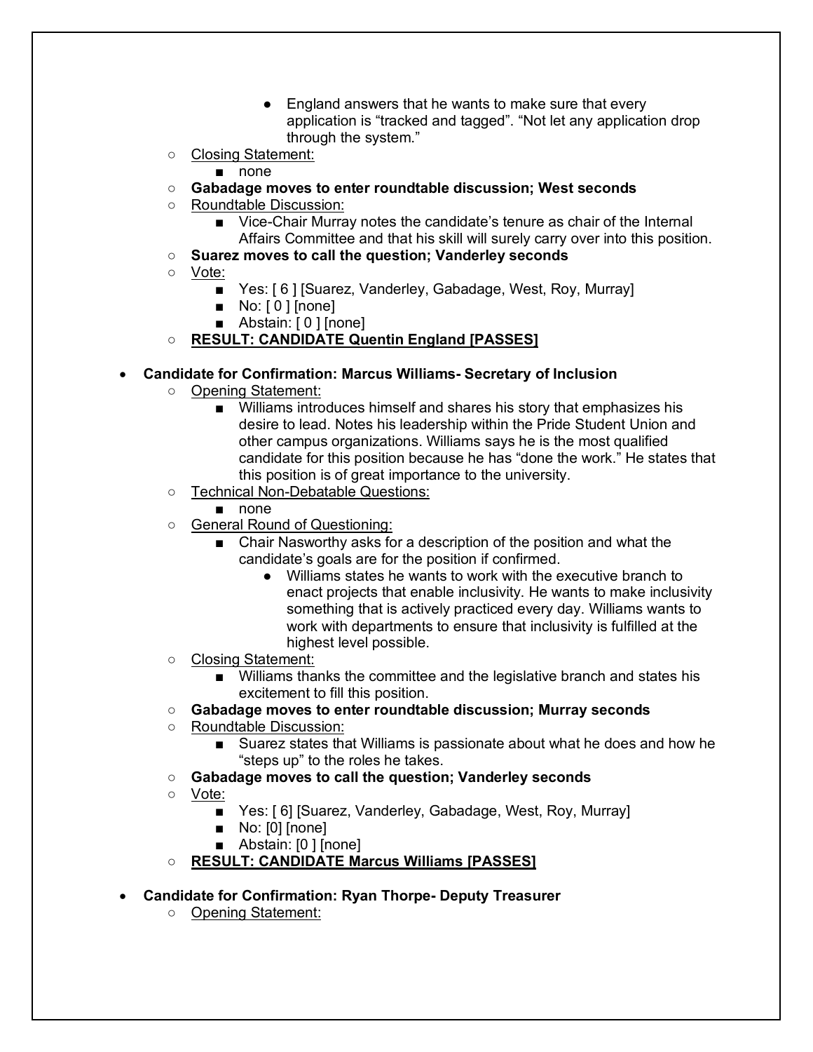- England answers that he wants to make sure that every application is "tracked and tagged". "Not let any application drop through the system."
  - Closing Statement:
    - none
  - **Gabadage moves to enter roundtable discussion; West seconds**
  - Roundtable Discussion:
    - Vice-Chair Murray notes the candidate's tenure as chair of the Internal Affairs Committee and that his skill will surely carry over into this position.
  - **Suarez moves to call the question; Vanderley seconds**
  - Vote:
    - Yes: [ 6 ] [Suarez, Vanderley, Gabadage, West, Roy, Murray]
    - No: [ 0 ] [none]
    - Abstain: [ 0 ] [none]
  - **RESULT: CANDIDATE Quentin England [PASSES]**

- **Candidate for Confirmation: Marcus Williams- Secretary of Inclusion**
  - Opening Statement:
    - Williams introduces himself and shares his story that emphasizes his desire to lead. Notes his leadership within the Pride Student Union and other campus organizations. Williams says he is the most qualified candidate for this position because he has "done the work." He states that this position is of great importance to the university.
  - Technical Non-Debatable Questions:
    - none
  - General Round of Questioning:
    - Chair Nasworthy asks for a description of the position and what the candidate's goals are for the position if confirmed.
      - Williams states he wants to work with the executive branch to enact projects that enable inclusivity. He wants to make inclusivity something that is actively practiced every day. Williams wants to work with departments to ensure that inclusivity is fulfilled at the highest level possible.
  - Closing Statement:
    - Williams thanks the committee and the legislative branch and states his excitement to fill this position.
  - **Gabadage moves to enter roundtable discussion; Murray seconds**
  - Roundtable Discussion:
    - Suarez states that Williams is passionate about what he does and how he "steps up" to the roles he takes.
  - **Gabadage moves to call the question; Vanderley seconds**
  - Vote:
    - Yes: [ 6] [Suarez, Vanderley, Gabadage, West, Roy, Murray]
    - No: [0] [none]
    - Abstain: [0 ] [none]
  - **RESULT: CANDIDATE Marcus Williams [PASSES]**

- **Candidate for Confirmation: Ryan Thorpe- Deputy Treasurer**
  - Opening Statement: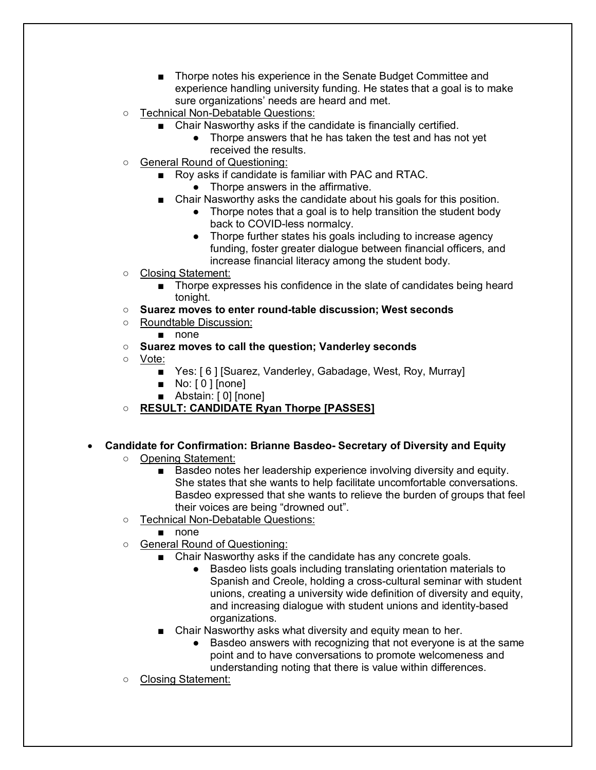- Thorpe notes his experience in the Senate Budget Committee and experience handling university funding. He states that a goal is to make sure organizations' needs are heard and met.
    - Technical Non-Debatable Questions:
        - Chair Nasworthy asks if the candidate is financially certified.
            - Thorpe answers that he has taken the test and has not yet received the results.
    - General Round of Questioning:
        - Roy asks if candidate is familiar with PAC and RTAC.
            - Thorpe answers in the affirmative.
        - Chair Nasworthy asks the candidate about his goals for this position.
            - Thorpe notes that a goal is to help transition the student body back to COVID-less normalcy.
            - Thorpe further states his goals including to increase agency funding, foster greater dialogue between financial officers, and increase financial literacy among the student body.
    - Closing Statement:
        - Thorpe expresses his confidence in the slate of candidates being heard tonight.
    - **Suarez moves to enter round-table discussion; West seconds**
    - Roundtable Discussion:
        - none
    - **Suarez moves to call the question; Vanderley seconds**
    - Vote:
        - Yes: [ 6 ] [Suarez, Vanderley, Gabadage, West, Roy, Murray]
        - No: [ 0 ] [none]
        - Abstain: [ 0] [none]
    - **RESULT: CANDIDATE Ryan Thorpe [PASSES]**

- **Candidate for Confirmation: Brianne Basdeo- Secretary of Diversity and Equity**
    - Opening Statement:
        - Basdeo notes her leadership experience involving diversity and equity. She states that she wants to help facilitate uncomfortable conversations. Basdeo expressed that she wants to relieve the burden of groups that feel their voices are being "drowned out".
    - Technical Non-Debatable Questions:
        - none
    - General Round of Questioning:
        - Chair Nasworthy asks if the candidate has any concrete goals.
            - Basdeo lists goals including translating orientation materials to Spanish and Creole, holding a cross-cultural seminar with student unions, creating a university wide definition of diversity and equity, and increasing dialogue with student unions and identity-based organizations.
        - Chair Nasworthy asks what diversity and equity mean to her.
            - Basdeo answers with recognizing that not everyone is at the same point and to have conversations to promote welcomeness and understanding noting that there is value within differences.
    - Closing Statement: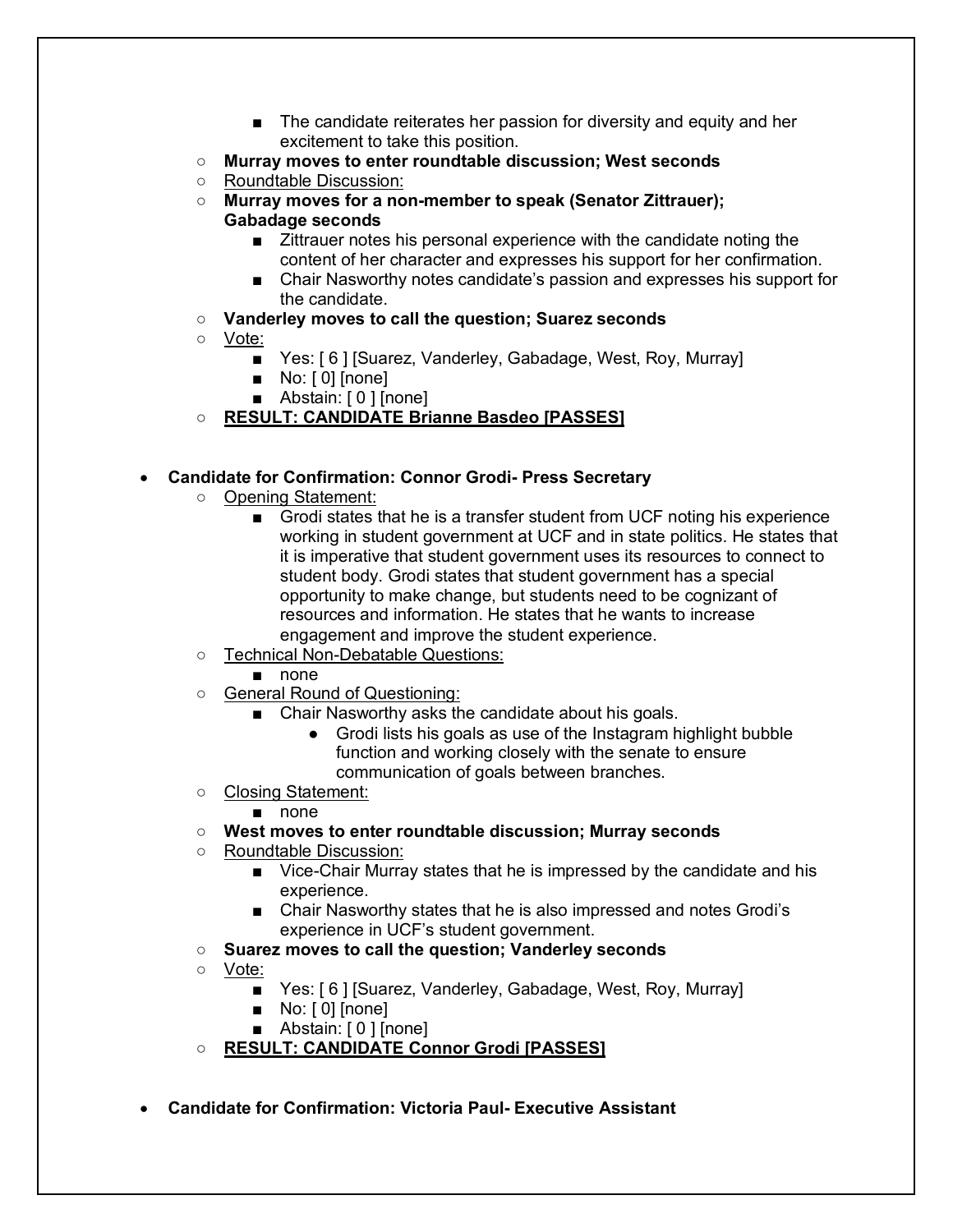- The candidate reiterates her passion for diversity and equity and her excitement to take this position.
    - **Murray moves to enter roundtable discussion; West seconds**
    - <u>Roundtable Discussion:</u>
    - **Murray moves for a non-member to speak (Senator Zittrauer); Gabadage seconds**
        - Zittrauer notes his personal experience with the candidate noting the content of her character and expresses his support for her confirmation.
        - Chair Nasworthy notes candidate's passion and expresses his support for the candidate.
    - **Vanderley moves to call the question; Suarez seconds**
    - <u>Vote:</u>
        - Yes: [ 6 ] [Suarez, Vanderley, Gabadage, West, Roy, Murray]
        - No: [ 0] [none]
        - Abstain: [ 0 ] [none]
    - **<u>RESULT: CANDIDATE Brianne Basdeo [PASSES]</u>**

- **Candidate for Confirmation: Connor Grodi- Press Secretary**
    - <u>Opening Statement:</u>
        - Grodi states that he is a transfer student from UCF noting his experience working in student government at UCF and in state politics. He states that it is imperative that student government uses its resources to connect to student body. Grodi states that student government has a special opportunity to make change, but students need to be cognizant of resources and information. He states that he wants to increase engagement and improve the student experience.
    - <u>Technical Non-Debatable Questions:</u>
        - none
    - <u>General Round of Questioning:</u>
        - Chair Nasworthy asks the candidate about his goals.
            - Grodi lists his goals as use of the Instagram highlight bubble function and working closely with the senate to ensure communication of goals between branches.
    - <u>Closing Statement:</u>
        - none
    - **West moves to enter roundtable discussion; Murray seconds**
    - <u>Roundtable Discussion:</u>
        - Vice-Chair Murray states that he is impressed by the candidate and his experience.
        - Chair Nasworthy states that he is also impressed and notes Grodi's experience in UCF's student government.
    - **Suarez moves to call the question; Vanderley seconds**
    - <u>Vote:</u>
        - Yes: [ 6 ] [Suarez, Vanderley, Gabadage, West, Roy, Murray]
        - No: [ 0] [none]
        - Abstain: [ 0 ] [none]
    - **<u>RESULT: CANDIDATE Connor Grodi [PASSES]</u>**

- **Candidate for Confirmation: Victoria Paul- Executive Assistant**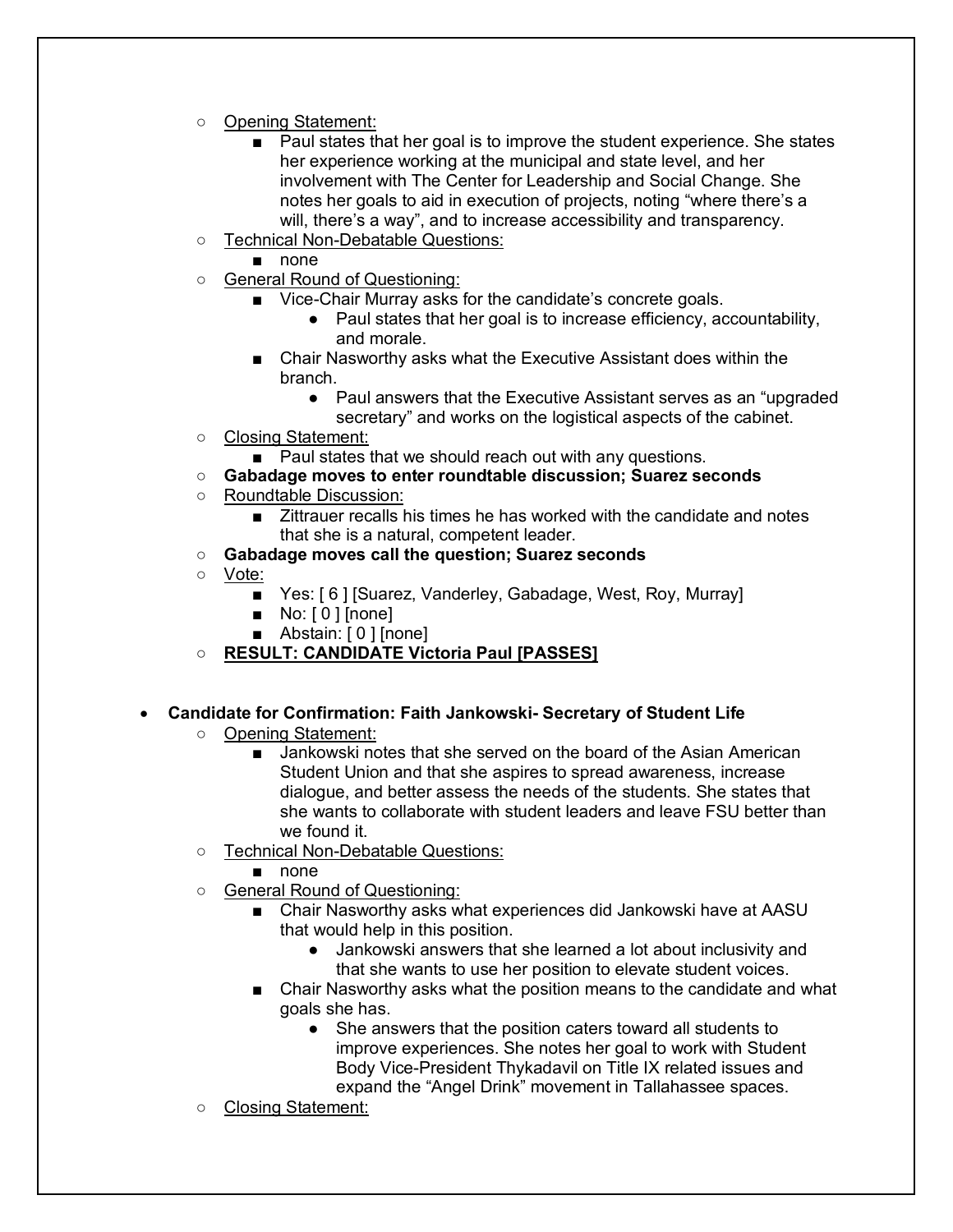- Opening Statement:
  - Paul states that her goal is to improve the student experience. She states her experience working at the municipal and state level, and her involvement with The Center for Leadership and Social Change. She notes her goals to aid in execution of projects, noting “where there’s a will, there’s a way”, and to increase accessibility and transparency.
- Technical Non-Debatable Questions:
  - none
- General Round of Questioning:
  - Vice-Chair Murray asks for the candidate’s concrete goals.
    - Paul states that her goal is to increase efficiency, accountability, and morale.
  - Chair Nasworthy asks what the Executive Assistant does within the branch.
    - Paul answers that the Executive Assistant serves as an “upgraded secretary” and works on the logistical aspects of the cabinet.
- Closing Statement:
  - Paul states that we should reach out with any questions.
- **Gabadage moves to enter roundtable discussion; Suarez seconds**
- Roundtable Discussion:
  - Zittrauer recalls his times he has worked with the candidate and notes that she is a natural, competent leader.
- **Gabadage moves call the question; Suarez seconds**
- Vote:
  - Yes: [ 6 ] [Suarez, Vanderley, Gabadage, West, Roy, Murray]
  - No: [ 0 ] [none]
  - Abstain: [ 0 ] [none]
- **RESULT: CANDIDATE Victoria Paul [PASSES]**

- **Candidate for Confirmation: Faith Jankowski- Secretary of Student Life**
  - Opening Statement:
    - Jankowski notes that she served on the board of the Asian American Student Union and that she aspires to spread awareness, increase dialogue, and better assess the needs of the students. She states that she wants to collaborate with student leaders and leave FSU better than we found it.
  - Technical Non-Debatable Questions:
    - none
  - General Round of Questioning:
    - Chair Nasworthy asks what experiences did Jankowski have at AASU that would help in this position.
      - Jankowski answers that she learned a lot about inclusivity and that she wants to use her position to elevate student voices.
    - Chair Nasworthy asks what the position means to the candidate and what goals she has.
      - She answers that the position caters toward all students to improve experiences. She notes her goal to work with Student Body Vice-President Thykadavil on Title IX related issues and expand the “Angel Drink” movement in Tallahassee spaces.
  - Closing Statement: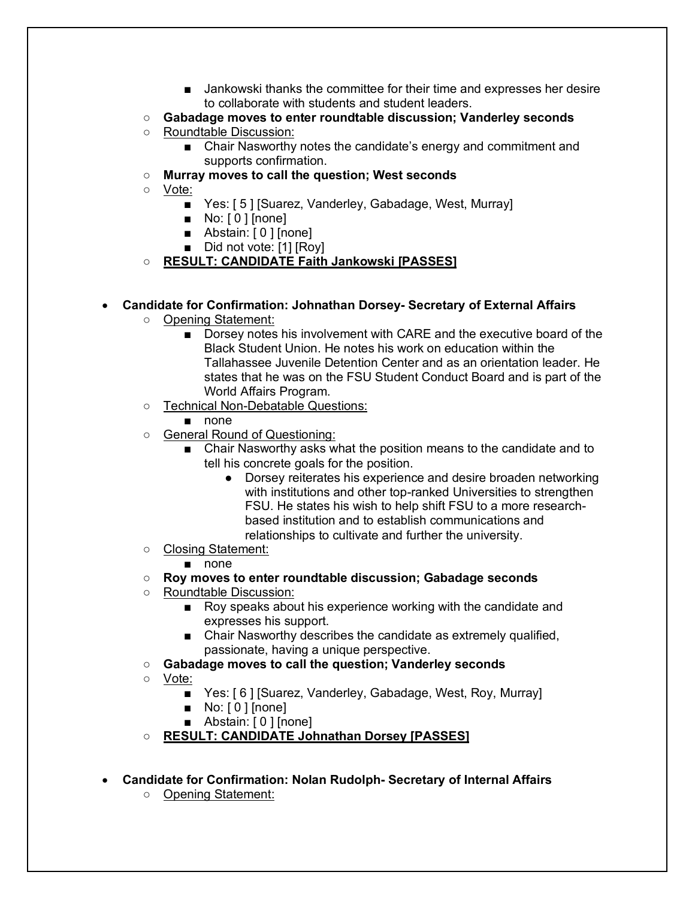- Jankowski thanks the committee for their time and expresses her desire to collaborate with students and student leaders.
    - **Gabadage moves to enter roundtable discussion; Vanderley seconds**
    - Roundtable Discussion:
        - Chair Nasworthy notes the candidate's energy and commitment and supports confirmation.
    - **Murray moves to call the question; West seconds**
    - Vote:
        - Yes: [ 5 ] [Suarez, Vanderley, Gabadage, West, Murray]
        - No: [ 0 ] [none]
        - Abstain: [ 0 ] [none]
        - Did not vote: [1] [Roy]
    - **RESULT: CANDIDATE Faith Jankowski [PASSES]**

- **Candidate for Confirmation: Johnathan Dorsey- Secretary of External Affairs**
    - Opening Statement:
        - Dorsey notes his involvement with CARE and the executive board of the Black Student Union. He notes his work on education within the Tallahassee Juvenile Detention Center and as an orientation leader. He states that he was on the FSU Student Conduct Board and is part of the World Affairs Program.
    - Technical Non-Debatable Questions:
        - none
    - General Round of Questioning:
        - Chair Nasworthy asks what the position means to the candidate and to tell his concrete goals for the position.
            - Dorsey reiterates his experience and desire broaden networking with institutions and other top-ranked Universities to strengthen FSU. He states his wish to help shift FSU to a more research-based institution and to establish communications and relationships to cultivate and further the university.
    - Closing Statement:
        - none
    - **Roy moves to enter roundtable discussion; Gabadage seconds**
    - Roundtable Discussion:
        - Roy speaks about his experience working with the candidate and expresses his support.
        - Chair Nasworthy describes the candidate as extremely qualified, passionate, having a unique perspective.
    - **Gabadage moves to call the question; Vanderley seconds**
    - Vote:
        - Yes: [ 6 ] [Suarez, Vanderley, Gabadage, West, Roy, Murray]
        - No: [ 0 ] [none]
        - Abstain: [ 0 ] [none]
    - **RESULT: CANDIDATE Johnathan Dorsey [PASSES]**

- **Candidate for Confirmation: Nolan Rudolph- Secretary of Internal Affairs**
    - Opening Statement: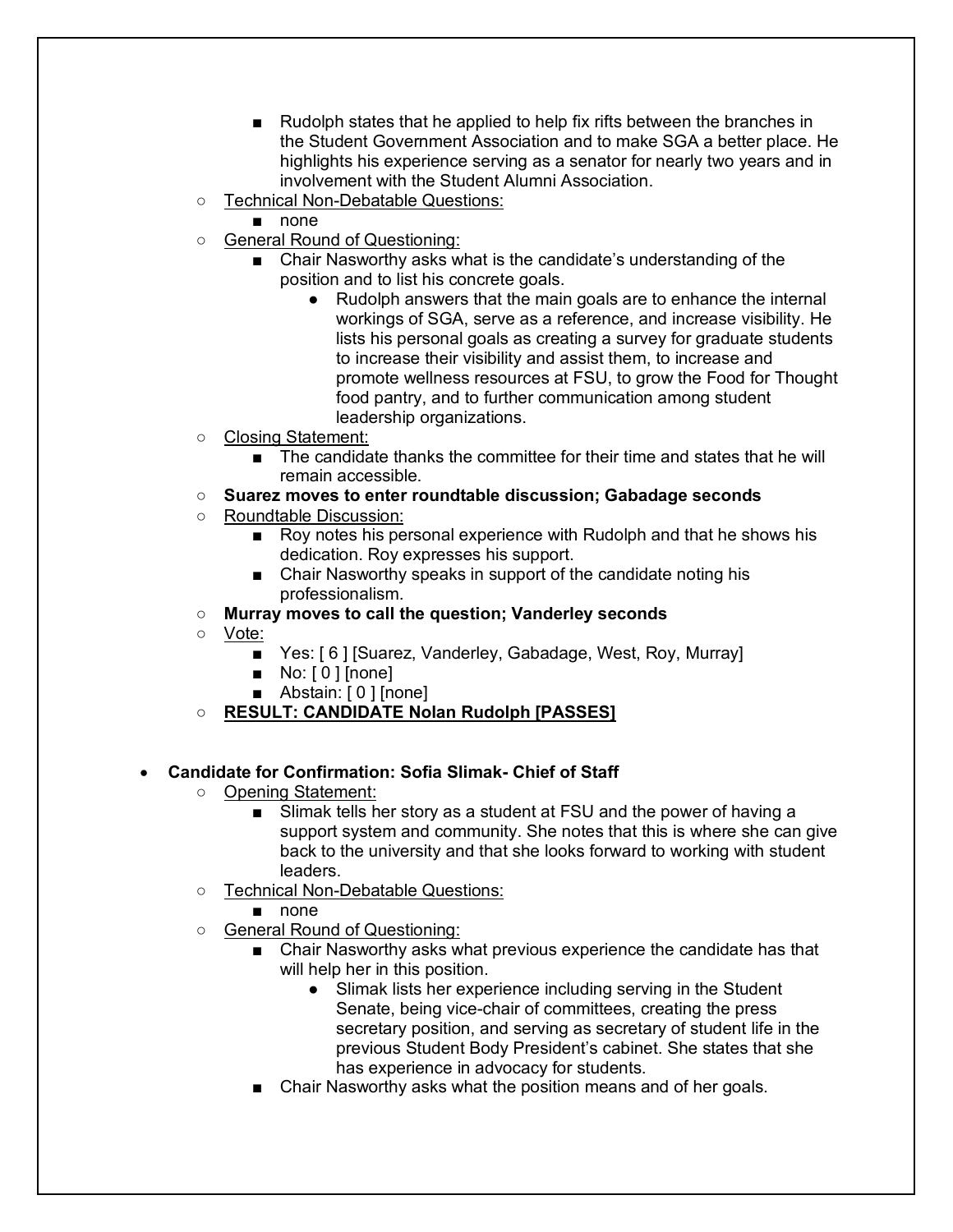- Rudolph states that he applied to help fix rifts between the branches in the Student Government Association and to make SGA a better place. He highlights his experience serving as a senator for nearly two years and in involvement with the Student Alumni Association.
    - Technical Non-Debatable Questions:
        - none
    - General Round of Questioning:
        - Chair Nasworthy asks what is the candidate's understanding of the position and to list his concrete goals.
            - Rudolph answers that the main goals are to enhance the internal workings of SGA, serve as a reference, and increase visibility. He lists his personal goals as creating a survey for graduate students to increase their visibility and assist them, to increase and promote wellness resources at FSU, to grow the Food for Thought food pantry, and to further communication among student leadership organizations.
    - Closing Statement:
        - The candidate thanks the committee for their time and states that he will remain accessible.
    - **Suarez moves to enter roundtable discussion; Gabadage seconds**
    - Roundtable Discussion:
        - Roy notes his personal experience with Rudolph and that he shows his dedication. Roy expresses his support.
        - Chair Nasworthy speaks in support of the candidate noting his professionalism.
    - **Murray moves to call the question; Vanderley seconds**
    - Vote:
        - Yes: [ 6 ] [Suarez, Vanderley, Gabadage, West, Roy, Murray]
        - No: [ 0 ] [none]
        - Abstain: [ 0 ] [none]
    - **RESULT: CANDIDATE Nolan Rudolph [PASSES]**

- **Candidate for Confirmation: Sofia Slimak- Chief of Staff**
    - Opening Statement:
        - Slimak tells her story as a student at FSU and the power of having a support system and community. She notes that this is where she can give back to the university and that she looks forward to working with student leaders.
    - Technical Non-Debatable Questions:
        - none
    - General Round of Questioning:
        - Chair Nasworthy asks what previous experience the candidate has that will help her in this position.
            - Slimak lists her experience including serving in the Student Senate, being vice-chair of committees, creating the press secretary position, and serving as secretary of student life in the previous Student Body President's cabinet. She states that she has experience in advocacy for students.
        - Chair Nasworthy asks what the position means and of her goals.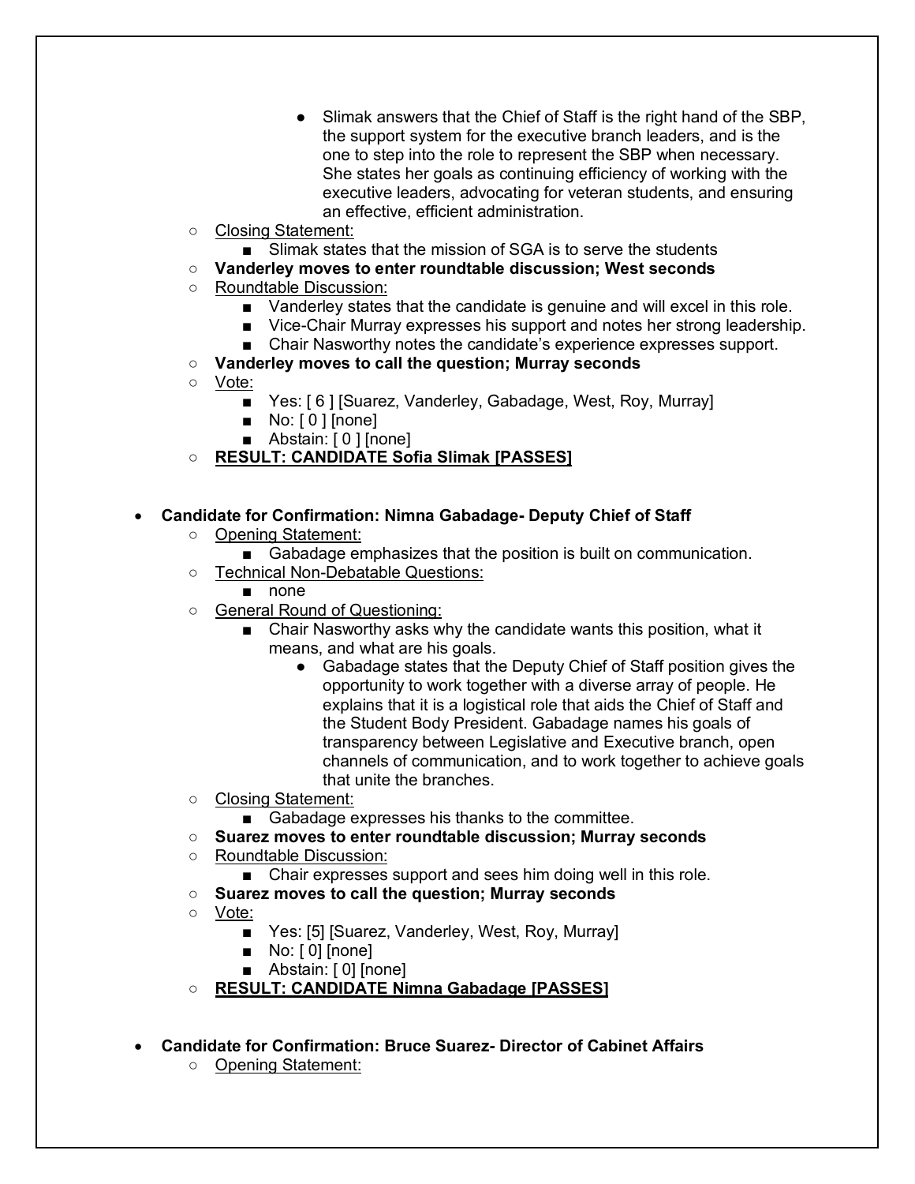- Slimak answers that the Chief of Staff is the right hand of the SBP, the support system for the executive branch leaders, and is the one to step into the role to represent the SBP when necessary. She states her goals as continuing efficiency of working with the executive leaders, advocating for veteran students, and ensuring an effective, efficient administration.
- Closing Statement:
  - Slimak states that the mission of SGA is to serve the students
- **Vanderley moves to enter roundtable discussion; West seconds**
- Roundtable Discussion:
  - Vanderley states that the candidate is genuine and will excel in this role.
  - Vice-Chair Murray expresses his support and notes her strong leadership.
  - Chair Nasworthy notes the candidate's experience expresses support.
- **Vanderley moves to call the question; Murray seconds**
- Vote:
  - Yes: [ 6 ] [Suarez, Vanderley, Gabadage, West, Roy, Murray]
  - No: [ 0 ] [none]
  - Abstain: [ 0 ] [none]
- **RESULT: CANDIDATE Sofia Slimak [PASSES]**

- **Candidate for Confirmation: Nimna Gabadage- Deputy Chief of Staff**
  - Opening Statement:
    - Gabadage emphasizes that the position is built on communication.
  - Technical Non-Debatable Questions:
    - none
  - General Round of Questioning:
    - Chair Nasworthy asks why the candidate wants this position, what it means, and what are his goals.
      - Gabadage states that the Deputy Chief of Staff position gives the opportunity to work together with a diverse array of people. He explains that it is a logistical role that aids the Chief of Staff and the Student Body President. Gabadage names his goals of transparency between Legislative and Executive branch, open channels of communication, and to work together to achieve goals that unite the branches.
  - Closing Statement:
    - Gabadage expresses his thanks to the committee.
  - **Suarez moves to enter roundtable discussion; Murray seconds**
  - Roundtable Discussion:
    - Chair expresses support and sees him doing well in this role.
  - **Suarez moves to call the question; Murray seconds**
  - Vote:
    - Yes: [5] [Suarez, Vanderley, West, Roy, Murray]
    - No: [ 0] [none]
    - Abstain: [ 0] [none]
  - **RESULT: CANDIDATE Nimna Gabadage [PASSES]**

- **Candidate for Confirmation: Bruce Suarez- Director of Cabinet Affairs**
  - Opening Statement: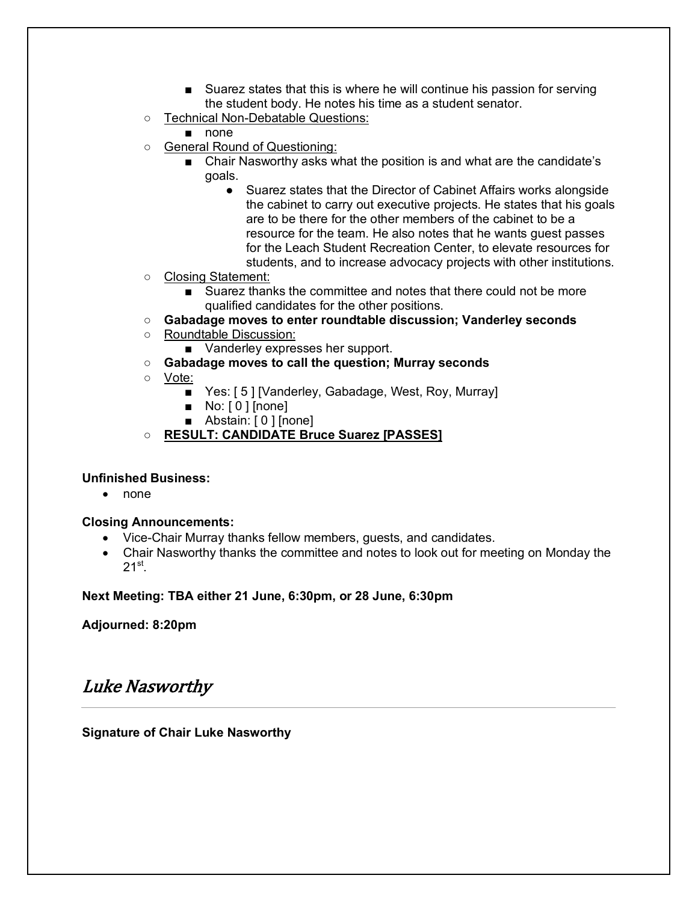- Suarez states that this is where he will continue his passion for serving the student body. He notes his time as a student senator.
    - Technical Non-Debatable Questions:
        - none
    - General Round of Questioning:
        - Chair Nasworthy asks what the position is and what are the candidate's goals.
            - Suarez states that the Director of Cabinet Affairs works alongside the cabinet to carry out executive projects. He states that his goals are to be there for the other members of the cabinet to be a resource for the team. He also notes that he wants guest passes for the Leach Student Recreation Center, to elevate resources for students, and to increase advocacy projects with other institutions.
    - Closing Statement:
        - Suarez thanks the committee and notes that there could not be more qualified candidates for the other positions.
    - **Gabadage moves to enter roundtable discussion; Vanderley seconds**
    - Roundtable Discussion:
        - Vanderley expresses her support.
    - **Gabadage moves to call the question; Murray seconds**
    - Vote:
        - Yes: [ 5 ] [Vanderley, Gabadage, West, Roy, Murray]
        - No: [ 0 ] [none]
        - Abstain: [ 0 ] [none]
    - **RESULT: CANDIDATE Bruce Suarez [PASSES]**

**Unfinished Business:**

- none

**Closing Announcements:**

- Vice-Chair Murray thanks fellow members, guests, and candidates.
- Chair Nasworthy thanks the committee and notes to look out for meeting on Monday the 21st.

**Next Meeting: TBA either 21 June, 6:30pm, or 28 June, 6:30pm**

**Adjourned: 8:20pm**

*Luke Nasworthy*

---

**Signature of Chair Luke Nasworthy**